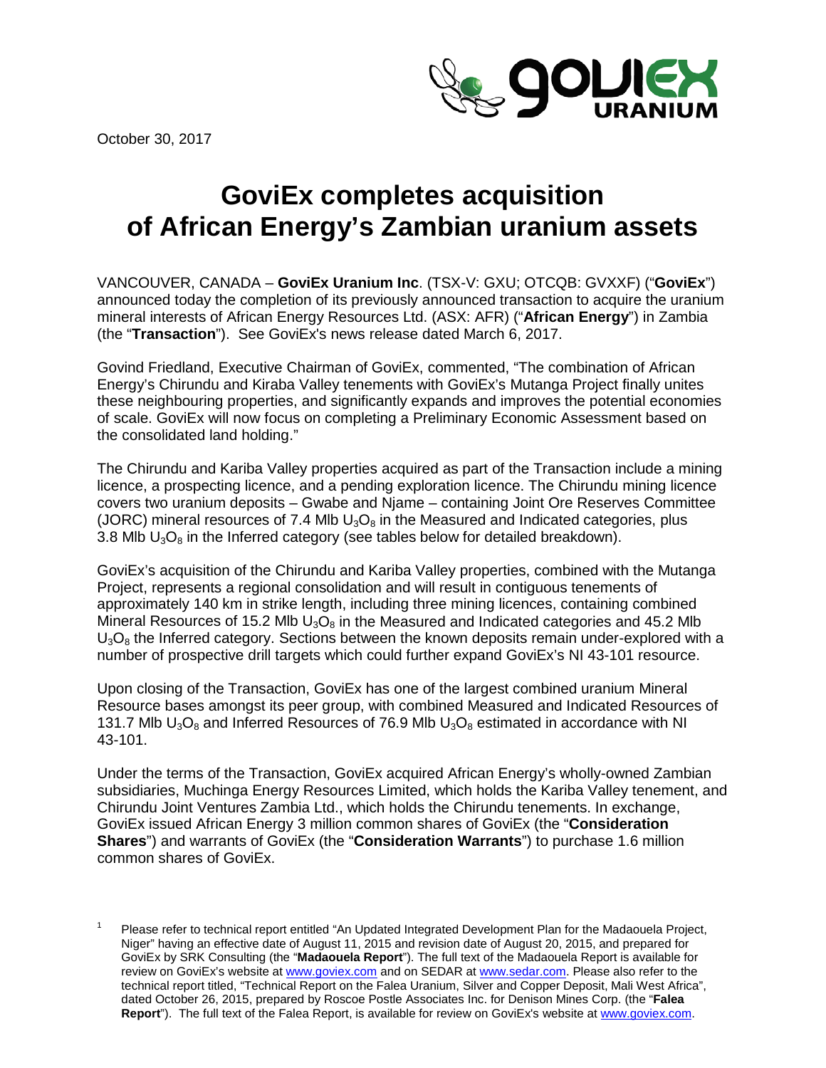October 30, 2017

# GoviEx completes acquisition of African Energy's Zambian uranium assets

VANCOUVER, CANADA – **GoviEx Uranium Inc**. (TSX-V: GXU; OTCQB: GVXXF) ("**GoviEx**") announced today the completion of its previously announced transaction to acquire the uranium mineral interests of African Energy Resources Ltd. (ASX: AFR) ("**African Energy**") in Zambia (the "**Transaction**"). See GoviEx's news release dated March 6, 2017.

Govind Friedland, Executive Chairman of GoviEx, commented, "The combination of African Energy's Chirundu and Kiraba Valley tenements with GoviEx's Mutanga Project finally unites these neighbouring properties, and significantly expands and improves the potential economies of scale. GoviEx will now focus on completing a Preliminary Economic Assessment based on the consolidated land holding."

The Chirundu and Kariba Valley properties acquired as part of the Transaction include a mining licence, a prospecting licence, and a pending exploration licence. The Chirundu mining licence covers two uranium deposits – Gwabe and Njame – containing Joint Ore Reserves Committee (JORC) mineral resources of 7.4 Mlb $U_3O_8$ in the Measured and Indicated categories, plus 3.8 Mlb $U_3O_8$ in the Inferred category (see tables below for detailed breakdown).

GoviEx's acquisition of the Chirundu and Kariba Valley properties, combined with the Mutanga Project, represents a regional consolidation and will result in contiguous tenements of approximately 140 km in strike length, including three mining licences, containing combined Mineral Resources of 15.2 Mlb $U_3O_8$ in the Measured and Indicated categories and 45.2 Mlb $U_3O_8$ the Inferred category. Sections between the known deposits remain under-explored with a number of prospective drill targets which could further expand GoviEx's NI 43-101 resource.

Upon closing of the Transaction, GoviEx has one of the largest combined uranium Mineral Resource bases amongst its peer group, with combined Measured and Indicated Resources of 131.7 Mlb $U_3O_8$ and Inferred Resources of 76.9 Mlb $U_3O_8$ estimated in accordance with NI 43-101.

Under the terms of the Transaction, GoviEx acquired African Energy's wholly-owned Zambian subsidiaries, Muchinga Energy Resources Limited, which holds the Kariba Valley tenement, and Chirundu Joint Ventures Zambia Ltd., which holds the Chirundu tenements. In exchange, GoviEx issued African Energy 3 million common shares of GoviEx (the "**Consideration Shares**") and warrants of GoviEx (the "**Consideration Warrants**") to purchase 1.6 million common shares of GoviEx.

[1] Please refer to technical report entitled "An Updated Integrated Development Plan for the Madaouela Project, Niger" having an effective date of August 11, 2015 and revision date of August 20, 2015, and prepared for GoviEx by SRK Consulting (the "**Madaouela Report**"). The full text of the Madaouela Report is available for review on GoviEx's website at www.goviex.com and on SEDAR at www.sedar.com. Please also refer to the technical report titled, "Technical Report on the Falea Uranium, Silver and Copper Deposit, Mali West Africa", dated October 26, 2015, prepared by Roscoe Postle Associates Inc. for Denison Mines Corp. (the "**Falea Report**"). The full text of the Falea Report, is available for review on GoviEx's website at www.goviex.com.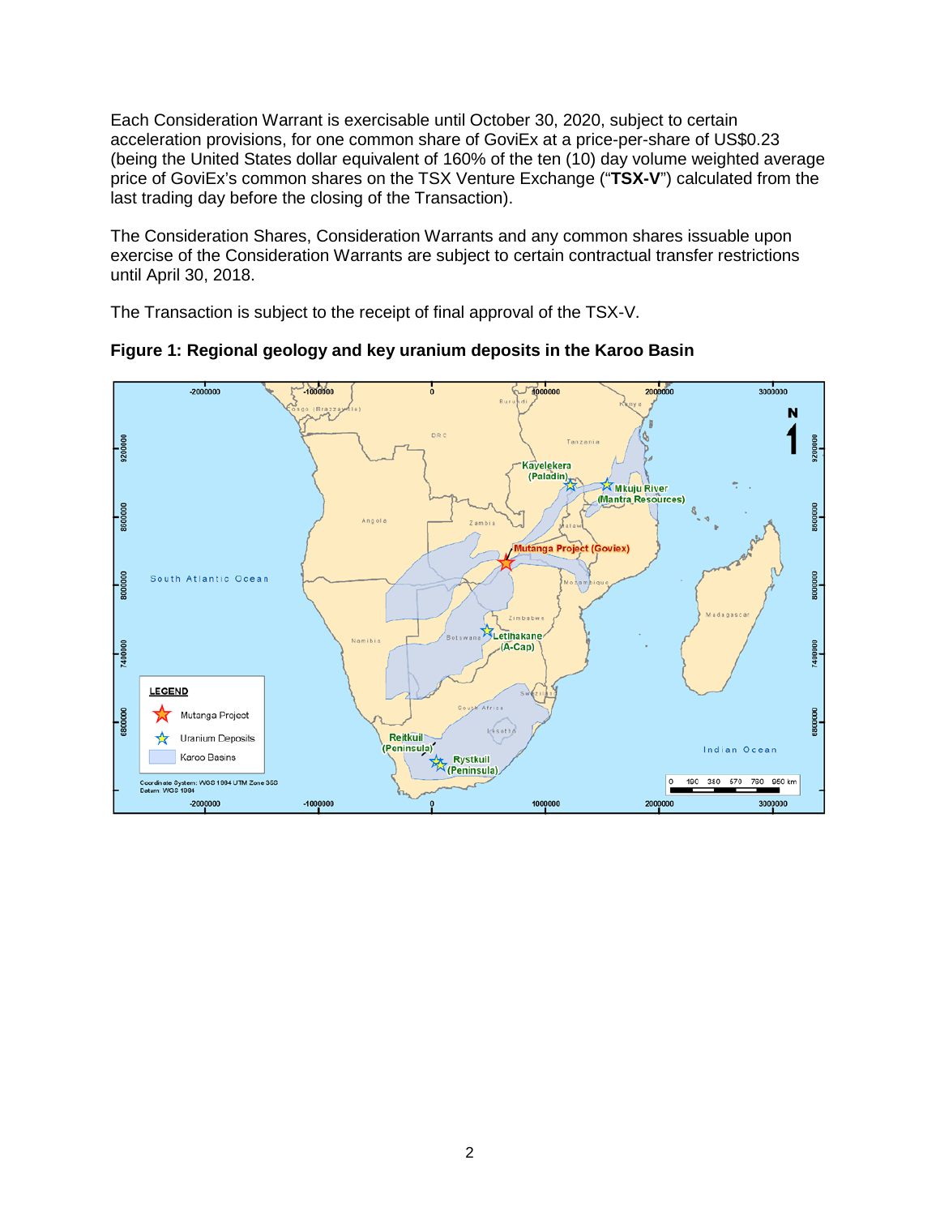Each Consideration Warrant is exercisable until October 30, 2020, subject to certain acceleration provisions, for one common share of GoviEx at a price-per-share of US$0.23 (being the United States dollar equivalent of 160% of the ten (10) day volume weighted average price of GoviEx's common shares on the TSX Venture Exchange ("**TSX-V**") calculated from the last trading day before the closing of the Transaction).

The Consideration Shares, Consideration Warrants and any common shares issuable upon exercise of the Consideration Warrants are subject to certain contractual transfer restrictions until April 30, 2018.

The Transaction is subject to the receipt of final approval of the TSX-V.

**Figure 1: Regional geology and key uranium deposits in the Karoo Basin**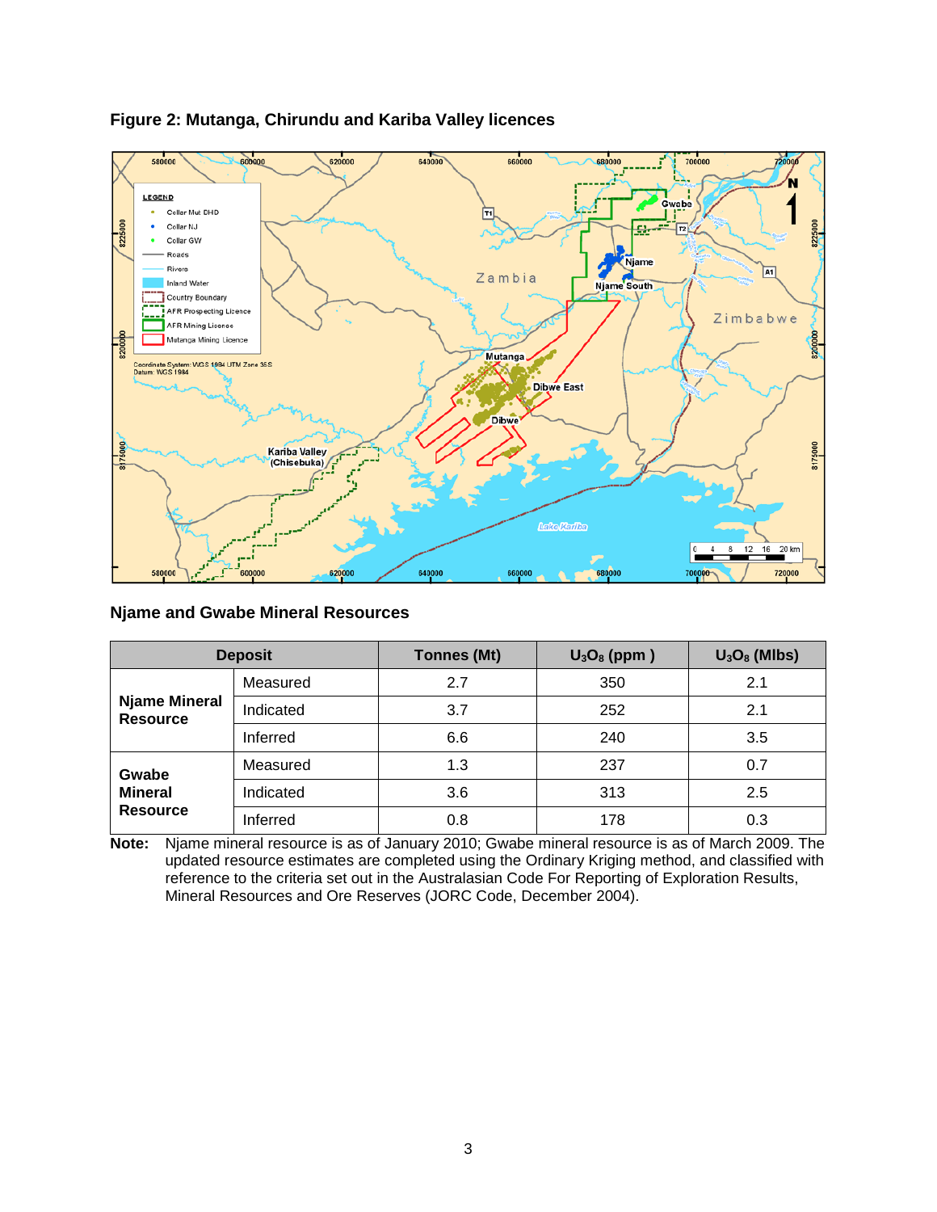**Figure 2: Mutanga, Chirundu and Kariba Valley licences**

**Njame and Gwabe Mineral Resources**

| Deposit | | Tonnes (Mt) | $U_3O_8$ (ppm ) | $U_3O_8$ (Mlbs) |
|---|---|---|---|---|
| **Njame Mineral Resource** | Measured | 2.7 | 350 | 2.1 |
| | Indicated | 3.7 | 252 | 2.1 |
| | Inferred | 6.6 | 240 | 3.5 |
| **Gwabe Mineral Resource** | Measured | 1.3 | 237 | 0.7 |
| | Indicated | 3.6 | 313 | 2.5 |
| | Inferred | 0.8 | 178 | 0.3 |

**Note:** Njame mineral resource is as of January 2010; Gwabe mineral resource is as of March 2009. The updated resource estimates are completed using the Ordinary Kriging method, and classified with reference to the criteria set out in the Australasian Code For Reporting of Exploration Results, Mineral Resources and Ore Reserves (JORC Code, December 2004).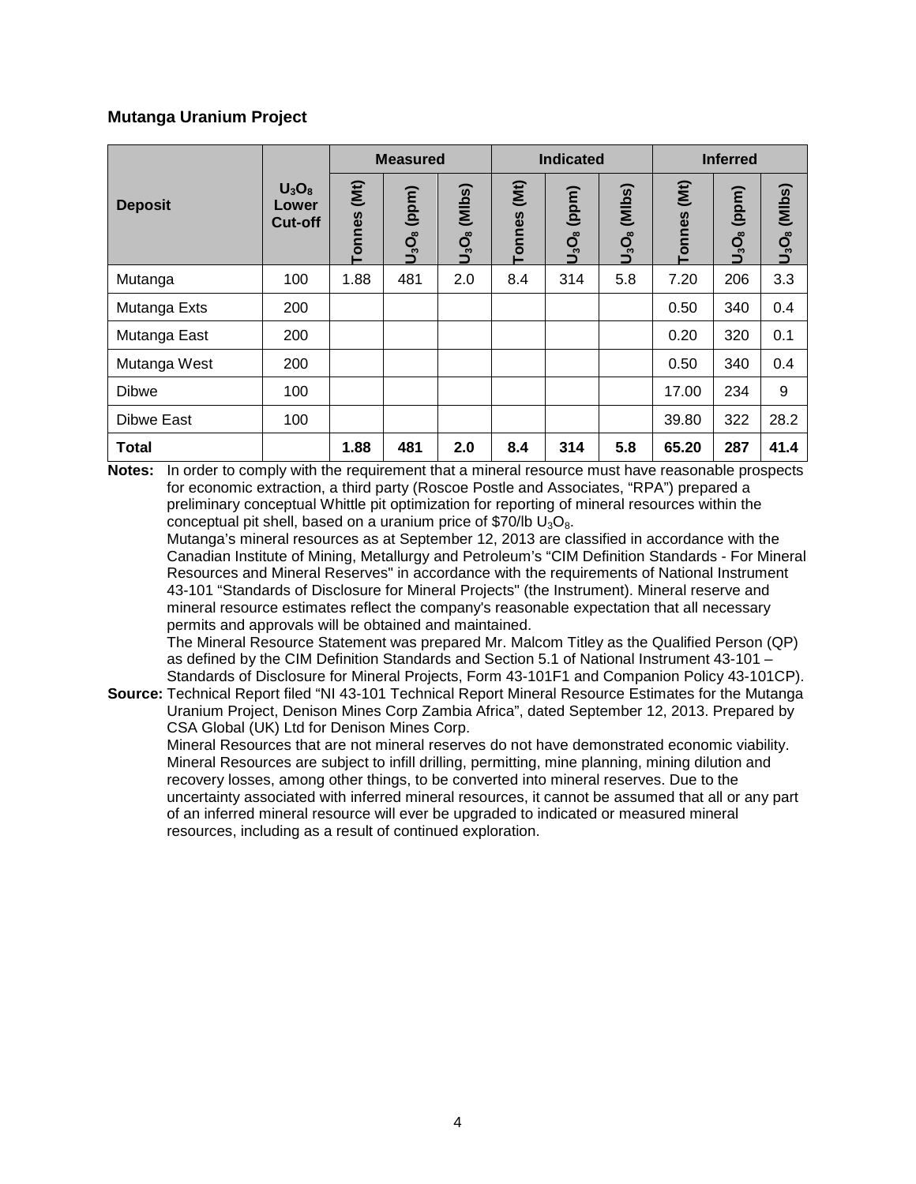**Mutanga Uranium Project**

| Deposit | $U_3O_8$ Lower Cut-off | Measured | | | Indicated | | | Inferred | | |
|---|---|---|---|---|---|---|---|---|---|---|
| | | Tonnes (Mt) | $U_3O_8$ (ppm) | $U_3O_8$ (Mlbs) | Tonnes (Mt) | $U_3O_8$ (ppm) | $U_3O_8$ (Mlbs) | Tonnes (Mt) | $U_3O_8$ (ppm) | $U_3O_8$ (Mlbs) |
| Mutanga | 100 | 1.88 | 481 | 2.0 | 8.4 | 314 | 5.8 | 7.20 | 206 | 3.3 |
| Mutanga Exts | 200 | | | | | | | 0.50 | 340 | 0.4 |
| Mutanga East | 200 | | | | | | | 0.20 | 320 | 0.1 |
| Mutanga West | 200 | | | | | | | 0.50 | 340 | 0.4 |
| Dibwe | 100 | | | | | | | 17.00 | 234 | 9 |
| Dibwe East | 100 | | | | | | | 39.80 | 322 | 28.2 |
| **Total** | | **1.88** | **481** | **2.0** | **8.4** | **314** | **5.8** | **65.20** | **287** | **41.4** |

**Notes:** In order to comply with the requirement that a mineral resource must have reasonable prospects for economic extraction, a third party (Roscoe Postle and Associates, "RPA") prepared a preliminary conceptual Whittle pit optimization for reporting of mineral resources within the conceptual pit shell, based on a uranium price of $70/lb $U_3O_8$.

Mutanga's mineral resources as at September 12, 2013 are classified in accordance with the Canadian Institute of Mining, Metallurgy and Petroleum's "CIM Definition Standards - For Mineral Resources and Mineral Reserves" in accordance with the requirements of National Instrument 43-101 "Standards of Disclosure for Mineral Projects" (the Instrument). Mineral reserve and mineral resource estimates reflect the company's reasonable expectation that all necessary permits and approvals will be obtained and maintained.

The Mineral Resource Statement was prepared Mr. Malcom Titley as the Qualified Person (QP) as defined by the CIM Definition Standards and Section 5.1 of National Instrument 43-101 – Standards of Disclosure for Mineral Projects, Form 43-101F1 and Companion Policy 43-101CP).

**Source:** Technical Report filed "NI 43-101 Technical Report Mineral Resource Estimates for the Mutanga Uranium Project, Denison Mines Corp Zambia Africa", dated September 12, 2013. Prepared by CSA Global (UK) Ltd for Denison Mines Corp.

Mineral Resources that are not mineral reserves do not have demonstrated economic viability. Mineral Resources are subject to infill drilling, permitting, mine planning, mining dilution and recovery losses, among other things, to be converted into mineral reserves. Due to the uncertainty associated with inferred mineral resources, it cannot be assumed that all or any part of an inferred mineral resource will ever be upgraded to indicated or measured mineral resources, including as a result of continued exploration.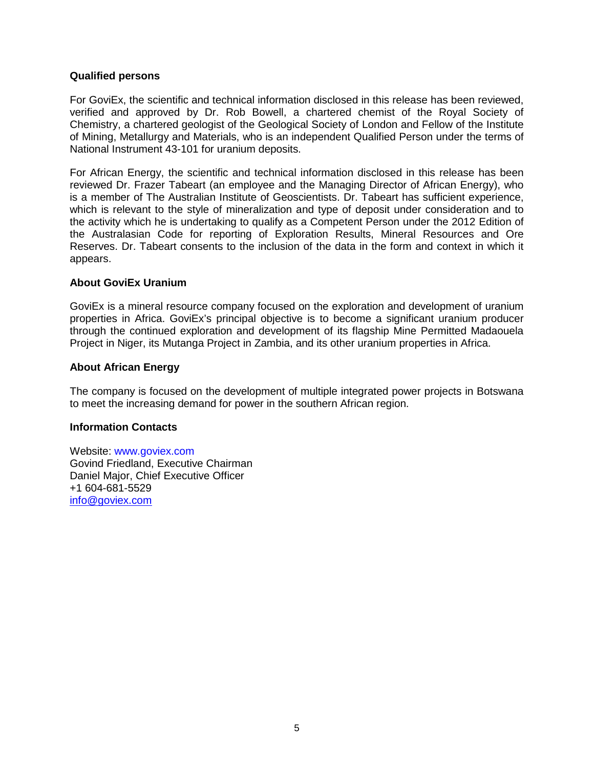**Qualified persons**

For GoviEx, the scientific and technical information disclosed in this release has been reviewed, verified and approved by Dr. Rob Bowell, a chartered chemist of the Royal Society of Chemistry, a chartered geologist of the Geological Society of London and Fellow of the Institute of Mining, Metallurgy and Materials, who is an independent Qualified Person under the terms of National Instrument 43-101 for uranium deposits.

For African Energy, the scientific and technical information disclosed in this release has been reviewed Dr. Frazer Tabeart (an employee and the Managing Director of African Energy), who is a member of The Australian Institute of Geoscientists. Dr. Tabeart has sufficient experience, which is relevant to the style of mineralization and type of deposit under consideration and to the activity which he is undertaking to qualify as a Competent Person under the 2012 Edition of the Australasian Code for reporting of Exploration Results, Mineral Resources and Ore Reserves. Dr. Tabeart consents to the inclusion of the data in the form and context in which it appears.

**About GoviEx Uranium**

GoviEx is a mineral resource company focused on the exploration and development of uranium properties in Africa. GoviEx's principal objective is to become a significant uranium producer through the continued exploration and development of its flagship Mine Permitted Madaouela Project in Niger, its Mutanga Project in Zambia, and its other uranium properties in Africa.

**About African Energy**

The company is focused on the development of multiple integrated power projects in Botswana to meet the increasing demand for power in the southern African region.

**Information Contacts**

Website: www.goviex.com
Govind Friedland, Executive Chairman
Daniel Major, Chief Executive Officer
+1 604-681-5529
info@goviex.com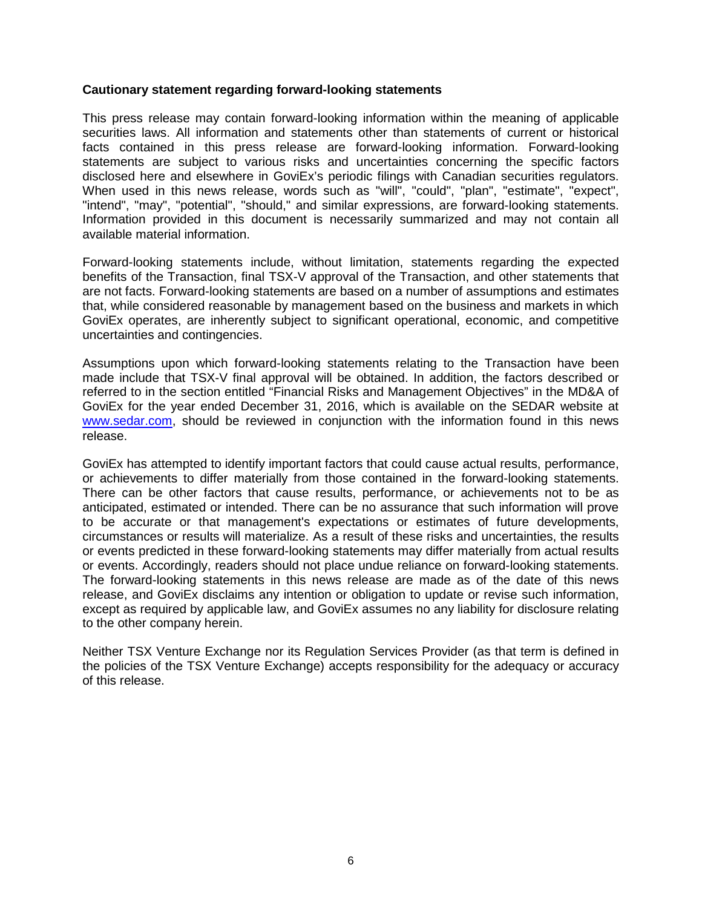**Cautionary statement regarding forward-looking statements**

This press release may contain forward-looking information within the meaning of applicable securities laws. All information and statements other than statements of current or historical facts contained in this press release are forward-looking information. Forward-looking statements are subject to various risks and uncertainties concerning the specific factors disclosed here and elsewhere in GoviEx's periodic filings with Canadian securities regulators. When used in this news release, words such as "will", "could", "plan", "estimate", "expect", "intend", "may", "potential", "should," and similar expressions, are forward-looking statements. Information provided in this document is necessarily summarized and may not contain all available material information.

Forward-looking statements include, without limitation, statements regarding the expected benefits of the Transaction, final TSX-V approval of the Transaction, and other statements that are not facts. Forward-looking statements are based on a number of assumptions and estimates that, while considered reasonable by management based on the business and markets in which GoviEx operates, are inherently subject to significant operational, economic, and competitive uncertainties and contingencies.

Assumptions upon which forward-looking statements relating to the Transaction have been made include that TSX-V final approval will be obtained. In addition, the factors described or referred to in the section entitled "Financial Risks and Management Objectives" in the MD&A of GoviEx for the year ended December 31, 2016, which is available on the SEDAR website at www.sedar.com, should be reviewed in conjunction with the information found in this news release.

GoviEx has attempted to identify important factors that could cause actual results, performance, or achievements to differ materially from those contained in the forward-looking statements. There can be other factors that cause results, performance, or achievements not to be as anticipated, estimated or intended. There can be no assurance that such information will prove to be accurate or that management's expectations or estimates of future developments, circumstances or results will materialize. As a result of these risks and uncertainties, the results or events predicted in these forward-looking statements may differ materially from actual results or events. Accordingly, readers should not place undue reliance on forward-looking statements. The forward-looking statements in this news release are made as of the date of this news release, and GoviEx disclaims any intention or obligation to update or revise such information, except as required by applicable law, and GoviEx assumes no any liability for disclosure relating to the other company herein.

Neither TSX Venture Exchange nor its Regulation Services Provider (as that term is defined in the policies of the TSX Venture Exchange) accepts responsibility for the adequacy or accuracy of this release.